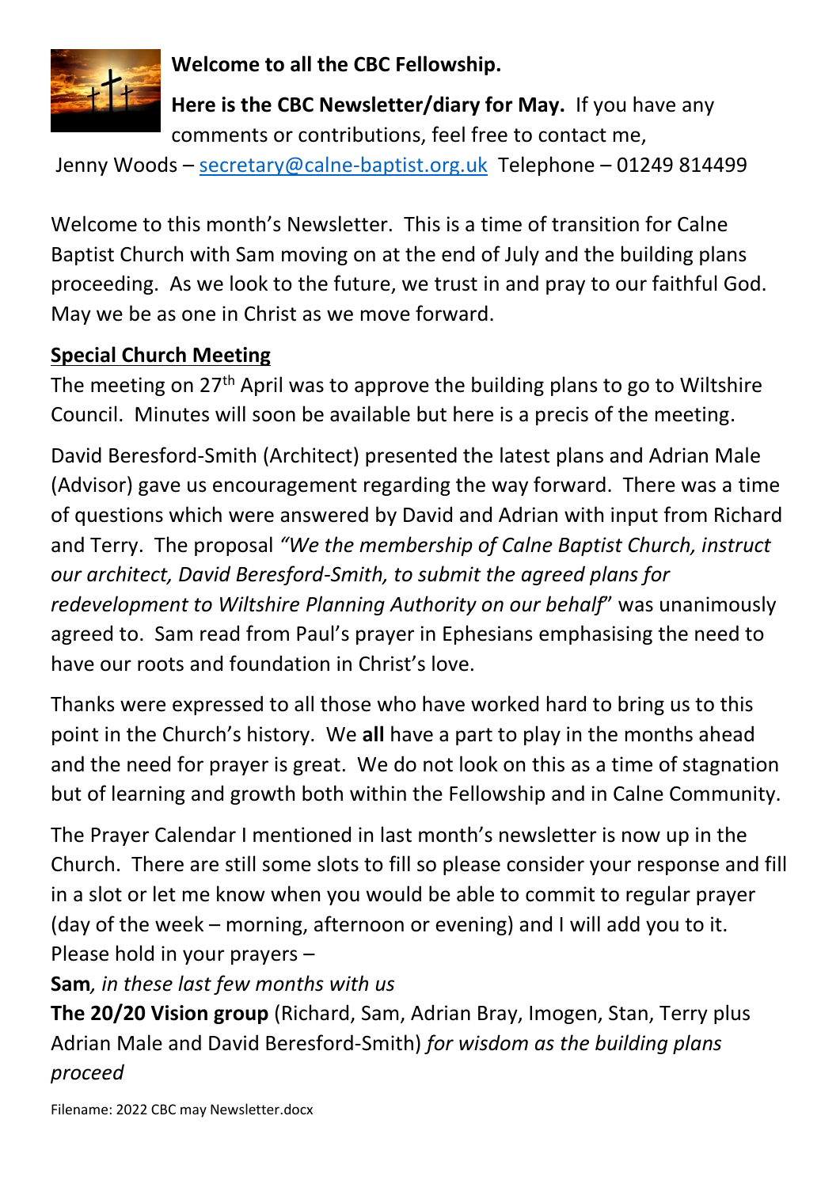**Welcome to all the CBC Fellowship.**

**Here is the CBC Newsletter/diary for May.** If you have any comments or contributions, feel free to contact me, Jenny Woods – secretary@calne-baptist.org.uk Telephone – 01249 814499

Welcome to this month's Newsletter. This is a time of transition for Calne Baptist Church with Sam moving on at the end of July and the building plans proceeding. As we look to the future, we trust in and pray to our faithful God. May we be as one in Christ as we move forward.

## Special Church Meeting

The meeting on 27th April was to approve the building plans to go to Wiltshire Council. Minutes will soon be available but here is a precis of the meeting.

David Beresford-Smith (Architect) presented the latest plans and Adrian Male (Advisor) gave us encouragement regarding the way forward. There was a time of questions which were answered by David and Adrian with input from Richard and Terry. The proposal *"We the membership of Calne Baptist Church, instruct our architect, David Beresford-Smith, to submit the agreed plans for redevelopment to Wiltshire Planning Authority on our behalf"* was unanimously agreed to. Sam read from Paul's prayer in Ephesians emphasising the need to have our roots and foundation in Christ's love.

Thanks were expressed to all those who have worked hard to bring us to this point in the Church's history. We **all** have a part to play in the months ahead and the need for prayer is great. We do not look on this as a time of stagnation but of learning and growth both within the Fellowship and in Calne Community.

The Prayer Calendar I mentioned in last month's newsletter is now up in the Church. There are still some slots to fill so please consider your response and fill in a slot or let me know when you would be able to commit to regular prayer (day of the week – morning, afternoon or evening) and I will add you to it.

Please hold in your prayers –

**Sam***, in these last few months with us*

**The 20/20 Vision group** (Richard, Sam, Adrian Bray, Imogen, Stan, Terry plus Adrian Male and David Beresford-Smith) *for wisdom as the building plans proceed*

Filename: 2022 CBC may Newsletter.docx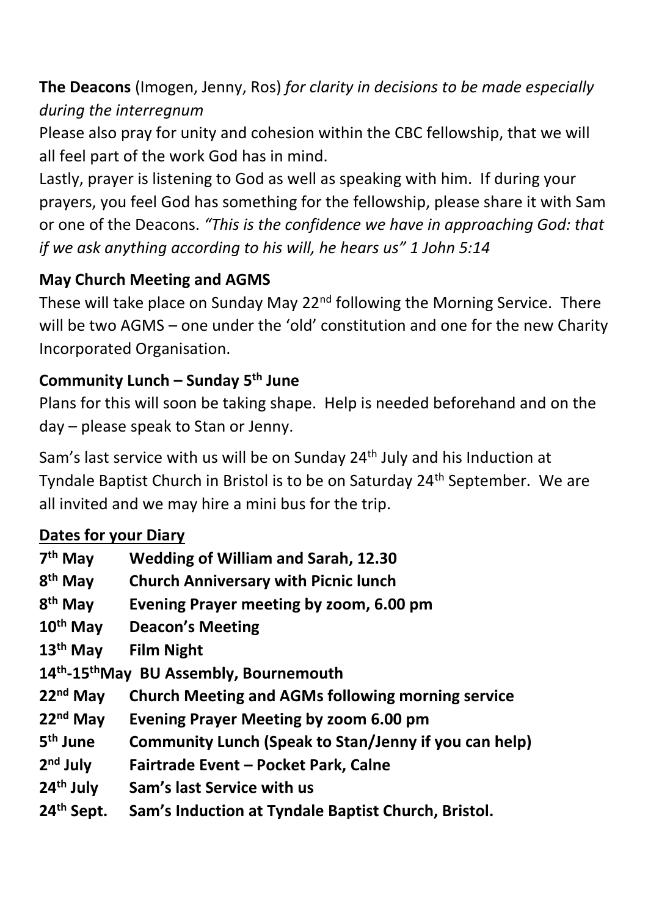**The Deacons** (Imogen, Jenny, Ros) *for clarity in decisions to be made especially during the interregnum*

Please also pray for unity and cohesion within the CBC fellowship, that we will all feel part of the work God has in mind.

Lastly, prayer is listening to God as well as speaking with him. If during your prayers, you feel God has something for the fellowship, please share it with Sam or one of the Deacons. *"This is the confidence we have in approaching God: that if we ask anything according to his will, he hears us" 1 John 5:14*

**May Church Meeting and AGMS**

These will take place on Sunday May 22nd following the Morning Service. There will be two AGMS – one under the 'old' constitution and one for the new Charity Incorporated Organisation.

**Community Lunch – Sunday 5th June**

Plans for this will soon be taking shape. Help is needed beforehand and on the day – please speak to Stan or Jenny.

Sam's last service with us will be on Sunday 24th July and his Induction at Tyndale Baptist Church in Bristol is to be on Saturday 24th September. We are all invited and we may hire a mini bus for the trip.

**Dates for your Diary**

| | |
|---|---|
| **7th May** | **Wedding of William and Sarah, 12.30** |
| **8th May** | **Church Anniversary with Picnic lunch** |
| **8th May** | **Evening Prayer meeting by zoom, 6.00 pm** |
| **10th May** | **Deacon's Meeting** |
| **13th May** | **Film Night** |
| **14th-15th May** | **BU Assembly, Bournemouth** |
| **22nd May** | **Church Meeting and AGMs following morning service** |
| **22nd May** | **Evening Prayer Meeting by zoom 6.00 pm** |
| **5th June** | **Community Lunch (Speak to Stan/Jenny if you can help)** |
| **2nd July** | **Fairtrade Event – Pocket Park, Calne** |
| **24th July** | **Sam's last Service with us** |
| **24th Sept.** | **Sam's Induction at Tyndale Baptist Church, Bristol.** |